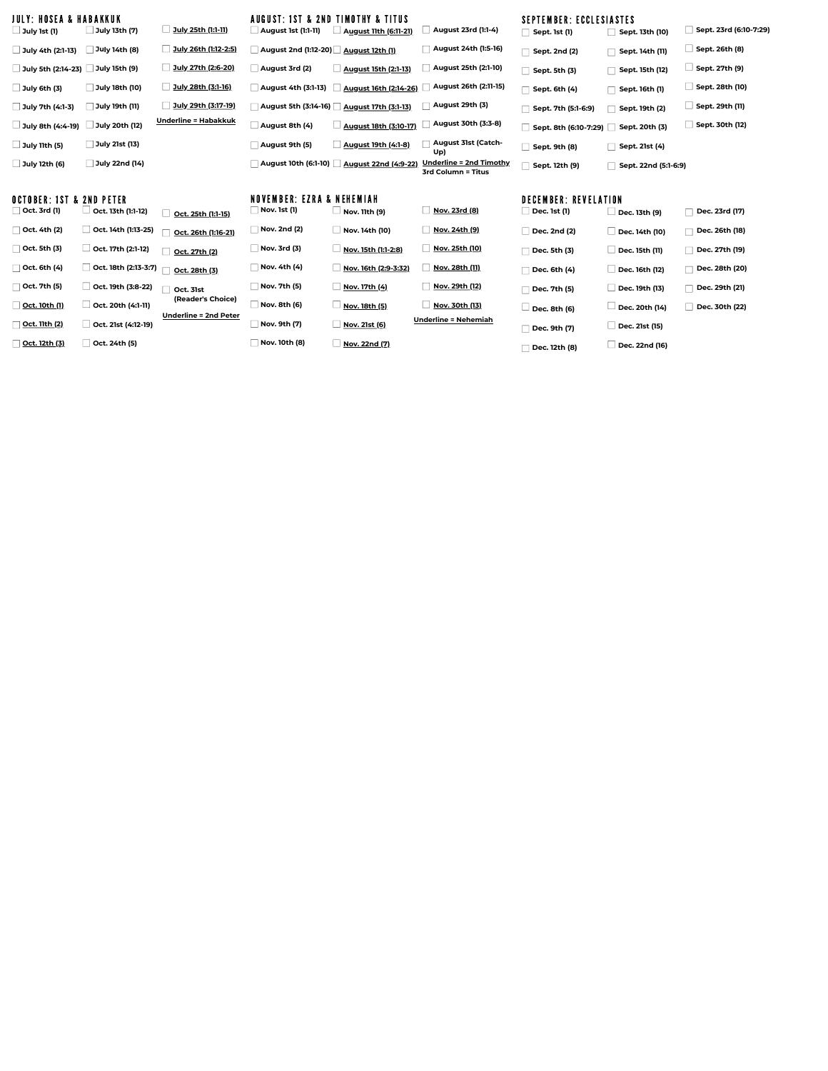## JULY: HOSEA & HABAKKUK

- [ ] July 1st (1)
- [ ] July 4th (2:1-13)
- [ ] July 5th (2:14-23)
- [ ] July 6th (3)
- [ ] July 7th (4:1-3)
- [ ] July 8th (4:4-19)
- [ ] July 11th (5)
- [ ] July 12th (6)
- [ ] July 13th (7)
- [ ] July 14th (8)
- [ ] July 15th (9)
- [ ] July 18th (10)
- [ ] July 19th (11)
- [ ] July 20th (12)
- [ ] July 21st (13)
- [ ] July 22nd (14)
- [ ] <u>July 25th (1:1-11)</u>
- [ ] <u>July 26th (1:12-2:5)</u>
- [ ] <u>July 27th (2:6-20)</u>
- [ ] <u>July 28th (3:1-16)</u>
- [ ] <u>July 29th (3:17-19)</u>

<u>Underline = Habakkuk</u>

## AUGUST: 1ST & 2ND TIMOTHY & TITUS

- [ ] August 1st (1:1-11)
- [ ] August 2nd (1:12-20)
- [ ] August 3rd (2)
- [ ] August 4th (3:1-13)
- [ ] August 5th (3:14-16)
- [ ] August 8th (4)
- [ ] August 9th (5)
- [ ] August 10th (6:1-10)
- [ ] <u>August 11th (6:11-21)</u>
- [ ] <u>August 12th (1)</u>
- [ ] <u>August 15th (2:1-13)</u>
- [ ] <u>August 16th (2:14-26)</u>
- [ ] <u>August 17th (3:1-13)</u>
- [ ] <u>August 18th (3:10-17)</u>
- [ ] <u>August 19th (4:1-8)</u>
- [ ] <u>August 22nd (4:9-22)</u>
- [ ] August 23rd (1:1-4)
- [ ] August 24th (1:5-16)
- [ ] August 25th (2:1-10)
- [ ] August 26th (2:11-15)
- [ ] August 29th (3)
- [ ] August 30th (3:3-8)
- [ ] August 31st (Catch-Up)

<u>Underline = 2nd Timothy</u>
3rd Column = Titus

## SEPTEMBER: ECCLESIASTES

- [ ] Sept. 1st (1)
- [ ] Sept. 2nd (2)
- [ ] Sept. 5th (3)
- [ ] Sept. 6th (4)
- [ ] Sept. 7th (5:1-6:9)
- [ ] Sept. 8th (6:10-7:29)
- [ ] Sept. 9th (8)
- [ ] Sept. 12th (9)
- [ ] Sept. 13th (10)
- [ ] Sept. 14th (11)
- [ ] Sept. 15th (12)
- [ ] Sept. 16th (1)
- [ ] Sept. 19th (2)
- [ ] Sept. 20th (3)
- [ ] Sept. 21st (4)
- [ ] Sept. 22nd (5:1-6:9)
- [ ] Sept. 23rd (6:10-7:29)
- [ ] Sept. 26th (8)
- [ ] Sept. 27th (9)
- [ ] Sept. 28th (10)
- [ ] Sept. 29th (11)
- [ ] Sept. 30th (12)

## OCTOBER: 1ST & 2ND PETER

- [ ] Oct. 3rd (1)
- [ ] Oct. 4th (2)
- [ ] Oct. 5th (3)
- [ ] Oct. 6th (4)
- [ ] Oct. 7th (5)
- [ ] <u>Oct. 10th (1)</u>
- [ ] <u>Oct. 11th (2)</u>
- [ ] <u>Oct. 12th (3)</u>
- [ ] Oct. 13th (1:1-12)
- [ ] Oct. 14th (1:13-25)
- [ ] Oct. 17th (2:1-12)
- [ ] Oct. 18th (2:13-3:7)
- [ ] Oct. 19th (3:8-22)
- [ ] Oct. 20th (4:1-11)
- [ ] Oct. 21st (4:12-19)
- [ ] Oct. 24th (5)
- [ ] <u>Oct. 25th (1:1-15)</u>
- [ ] <u>Oct. 26th (1:16-21)</u>
- [ ] <u>Oct. 27th (2)</u>
- [ ] <u>Oct. 28th (3)</u>
- [ ] Oct. 31st (Reader's Choice)

<u>Underline = 2nd Peter</u>

## NOVEMBER: EZRA & NEHEMIAH

- [ ] Nov. 1st (1)
- [ ] Nov. 2nd (2)
- [ ] Nov. 3rd (3)
- [ ] Nov. 4th (4)
- [ ] Nov. 7th (5)
- [ ] Nov. 8th (6)
- [ ] Nov. 9th (7)
- [ ] Nov. 10th (8)
- [ ] Nov. 11th (9)
- [ ] Nov. 14th (10)
- [ ] <u>Nov. 15th (1:1-2:8)</u>
- [ ] <u>Nov. 16th (2:9-3:32)</u>
- [ ] <u>Nov. 17th (4)</u>
- [ ] <u>Nov. 18th (5)</u>
- [ ] <u>Nov. 21st (6)</u>
- [ ] <u>Nov. 22nd (7)</u>
- [ ] <u>Nov. 23rd (8)</u>
- [ ] <u>Nov. 24th (9)</u>
- [ ] <u>Nov. 25th (10)</u>
- [ ] <u>Nov. 28th (11)</u>
- [ ] <u>Nov. 29th (12)</u>
- [ ] <u>Nov. 30th (13)</u>

<u>Underline = Nehemiah</u>

## DECEMBER: REVELATION

- [ ] Dec. 1st (1)
- [ ] Dec. 2nd (2)
- [ ] Dec. 5th (3)
- [ ] Dec. 6th (4)
- [ ] Dec. 7th (5)
- [ ] Dec. 8th (6)
- [ ] Dec. 9th (7)
- [ ] Dec. 12th (8)
- [ ] Dec. 13th (9)
- [ ] Dec. 14th (10)
- [ ] Dec. 15th (11)
- [ ] Dec. 16th (12)
- [ ] Dec. 19th (13)
- [ ] Dec. 20th (14)
- [ ] Dec. 21st (15)
- [ ] Dec. 22nd (16)
- [ ] Dec. 23rd (17)
- [ ] Dec. 26th (18)
- [ ] Dec. 27th (19)
- [ ] Dec. 28th (20)
- [ ] Dec. 29th (21)
- [ ] Dec. 30th (22)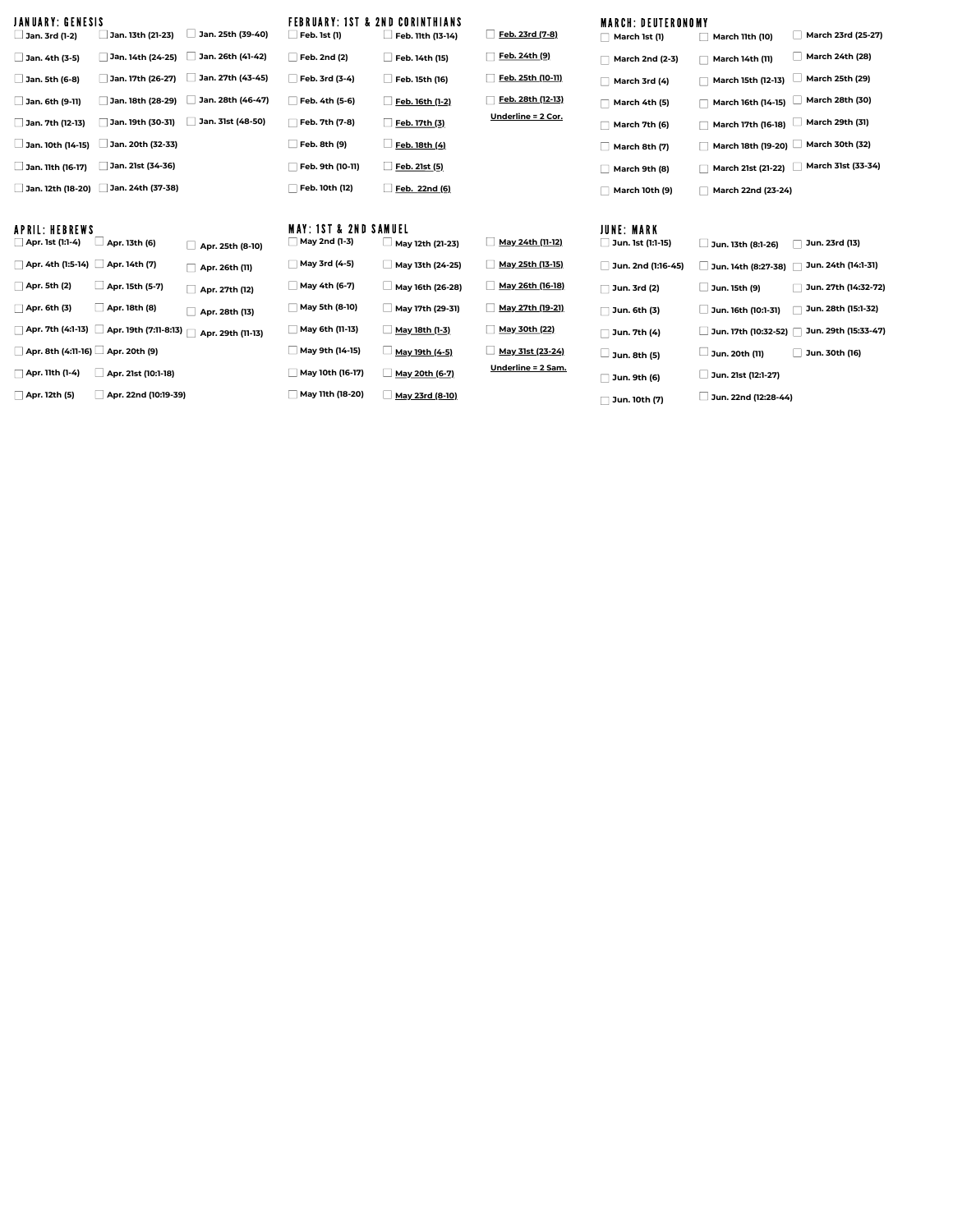## JANUARY: GENESIS

- [ ] Jan. 3rd (1-2)
- [ ] Jan. 4th (3-5)
- [ ] Jan. 5th (6-8)
- [ ] Jan. 6th (9-11)
- [ ] Jan. 7th (12-13)
- [ ] Jan. 10th (14-15)
- [ ] Jan. 11th (16-17)
- [ ] Jan. 12th (18-20)
- [ ] Jan. 13th (21-23)
- [ ] Jan. 14th (24-25)
- [ ] Jan. 17th (26-27)
- [ ] Jan. 18th (28-29)
- [ ] Jan. 19th (30-31)
- [ ] Jan. 20th (32-33)
- [ ] Jan. 21st (34-36)
- [ ] Jan. 24th (37-38)
- [ ] Jan. 25th (39-40)
- [ ] Jan. 26th (41-42)
- [ ] Jan. 27th (43-45)
- [ ] Jan. 28th (46-47)
- [ ] Jan. 31st (48-50)

## FEBRUARY: 1ST & 2ND CORINTHIANS

- [ ] Feb. 1st (1)
- [ ] Feb. 2nd (2)
- [ ] Feb. 3rd (3-4)
- [ ] Feb. 4th (5-6)
- [ ] Feb. 7th (7-8)
- [ ] Feb. 8th (9)
- [ ] Feb. 9th (10-11)
- [ ] Feb. 10th (12)
- [ ] Feb. 11th (13-14)
- [ ] Feb. 14th (15)
- [ ] Feb. 15th (16)
- [ ] <u>Feb. 16th (1-2)</u>
- [ ] <u>Feb. 17th (3)</u>
- [ ] <u>Feb. 18th (4)</u>
- [ ] <u>Feb. 21st (5)</u>
- [ ] <u>Feb. 22nd (6)</u>
- [ ] <u>Feb. 23rd (7-8)</u>
- [ ] <u>Feb. 24th (9)</u>
- [ ] <u>Feb. 25th (10-11)</u>
- [ ] <u>Feb. 28th (12-13)</u>

<u>Underline = 2 Cor.</u>

## MARCH: DEUTERONOMY

- [ ] March 1st (1)
- [ ] March 2nd (2-3)
- [ ] March 3rd (4)
- [ ] March 4th (5)
- [ ] March 7th (6)
- [ ] March 8th (7)
- [ ] March 9th (8)
- [ ] March 10th (9)
- [ ] March 11th (10)
- [ ] March 14th (11)
- [ ] March 15th (12-13)
- [ ] March 16th (14-15)
- [ ] March 17th (16-18)
- [ ] March 18th (19-20)
- [ ] March 21st (21-22)
- [ ] March 22nd (23-24)
- [ ] March 23rd (25-27)
- [ ] March 24th (28)
- [ ] March 25th (29)
- [ ] March 28th (30)
- [ ] March 29th (31)
- [ ] March 30th (32)
- [ ] March 31st (33-34)

## APRIL: HEBREWS

- [ ] Apr. 1st (1:1-4)
- [ ] Apr. 4th (1:5-14)
- [ ] Apr. 5th (2)
- [ ] Apr. 6th (3)
- [ ] Apr. 7th (4:1-13)
- [ ] Apr. 8th (4:11-16)
- [ ] Apr. 11th (1-4)
- [ ] Apr. 12th (5)
- [ ] Apr. 13th (6)
- [ ] Apr. 14th (7)
- [ ] Apr. 15th (5-7)
- [ ] Apr. 18th (8)
- [ ] Apr. 19th (7:11-8:13)
- [ ] Apr. 20th (9)
- [ ] Apr. 21st (10:1-18)
- [ ] Apr. 22nd (10:19-39)
- [ ] Apr. 25th (8-10)
- [ ] Apr. 26th (11)
- [ ] Apr. 27th (12)
- [ ] Apr. 28th (13)
- [ ] Apr. 29th (11-13)

## MAY: 1ST & 2ND SAMUEL

- [ ] May 2nd (1-3)
- [ ] May 3rd (4-5)
- [ ] May 4th (6-7)
- [ ] May 5th (8-10)
- [ ] May 6th (11-13)
- [ ] May 9th (14-15)
- [ ] May 10th (16-17)
- [ ] May 11th (18-20)
- [ ] May 12th (21-23)
- [ ] May 13th (24-25)
- [ ] May 16th (26-28)
- [ ] May 17th (29-31)
- [ ] <u>May 18th (1-3)</u>
- [ ] <u>May 19th (4-5)</u>
- [ ] <u>May 20th (6-7)</u>
- [ ] <u>May 23rd (8-10)</u>
- [ ] <u>May 24th (11-12)</u>
- [ ] <u>May 25th (13-15)</u>
- [ ] <u>May 26th (16-18)</u>
- [ ] <u>May 27th (19-21)</u>
- [ ] <u>May 30th (22)</u>
- [ ] <u>May 31st (23-24)</u>

<u>Underline = 2 Sam.</u>

## JUNE: MARK

- [ ] Jun. 1st (1:1-15)
- [ ] Jun. 2nd (1:16-45)
- [ ] Jun. 3rd (2)
- [ ] Jun. 6th (3)
- [ ] Jun. 7th (4)
- [ ] Jun. 8th (5)
- [ ] Jun. 9th (6)
- [ ] Jun. 10th (7)
- [ ] Jun. 13th (8:1-26)
- [ ] Jun. 14th (8:27-38)
- [ ] Jun. 15th (9)
- [ ] Jun. 16th (10:1-31)
- [ ] Jun. 17th (10:32-52)
- [ ] Jun. 20th (11)
- [ ] Jun. 21st (12:1-27)
- [ ] Jun. 22nd (12:28-44)
- [ ] Jun. 23rd (13)
- [ ] Jun. 24th (14:1-31)
- [ ] Jun. 27th (14:32-72)
- [ ] Jun. 28th (15:1-32)
- [ ] Jun. 29th (15:33-47)
- [ ] Jun. 30th (16)